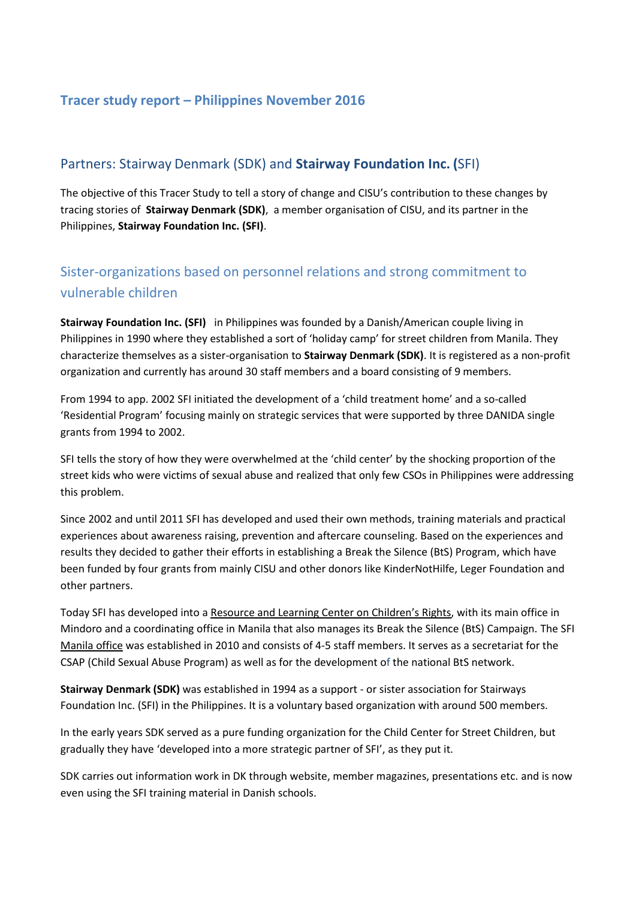# Tracer study report – Philippines November 2016

## Partners: Stairway Denmark (SDK) and **Stairway Foundation Inc. (**SFI)

The objective of this Tracer Study to tell a story of change and CISU's contribution to these changes by tracing stories of **Stairway Denmark (SDK)**, a member organisation of CISU, and its partner in the Philippines, **Stairway Foundation Inc. (SFI)**.

## Sister-organizations based on personnel relations and strong commitment to vulnerable children

**Stairway Foundation Inc. (SFI)** in Philippines was founded by a Danish/American couple living in Philippines in 1990 where they established a sort of 'holiday camp' for street children from Manila. They characterize themselves as a sister-organisation to **Stairway Denmark (SDK)**. It is registered as a non-profit organization and currently has around 30 staff members and a board consisting of 9 members.

From 1994 to app. 2002 SFI initiated the development of a 'child treatment home' and a so-called 'Residential Program' focusing mainly on strategic services that were supported by three DANIDA single grants from 1994 to 2002.

SFI tells the story of how they were overwhelmed at the 'child center' by the shocking proportion of the street kids who were victims of sexual abuse and realized that only few CSOs in Philippines were addressing this problem.

Since 2002 and until 2011 SFI has developed and used their own methods, training materials and practical experiences about awareness raising, prevention and aftercare counseling. Based on the experiences and results they decided to gather their efforts in establishing a Break the Silence (BtS) Program, which have been funded by four grants from mainly CISU and other donors like KinderNotHilfe, Leger Foundation and other partners.

Today SFI has developed into a Resource and Learning Center on Children's Rights, with its main office in Mindoro and a coordinating office in Manila that also manages its Break the Silence (BtS) Campaign. The SFI Manila office was established in 2010 and consists of 4-5 staff members. It serves as a secretariat for the CSAP (Child Sexual Abuse Program) as well as for the development of the national BtS network.

**Stairway Denmark (SDK)** was established in 1994 as a support - or sister association for Stairways Foundation Inc. (SFI) in the Philippines. It is a voluntary based organization with around 500 members.

In the early years SDK served as a pure funding organization for the Child Center for Street Children, but gradually they have 'developed into a more strategic partner of SFI', as they put it.

SDK carries out information work in DK through website, member magazines, presentations etc. and is now even using the SFI training material in Danish schools.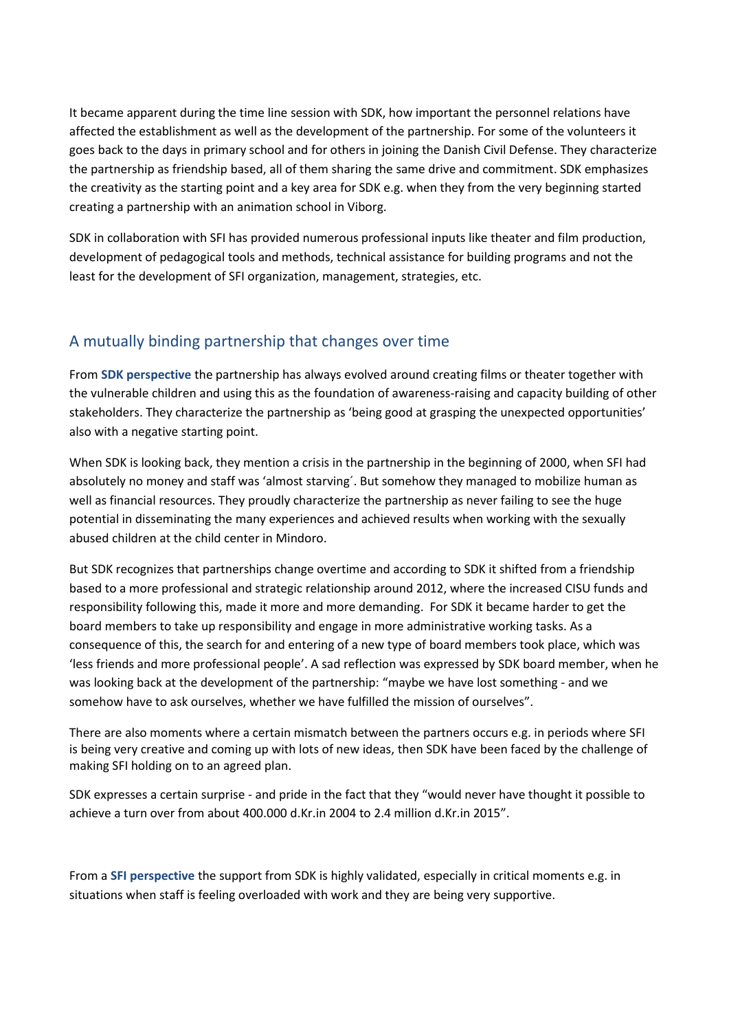It became apparent during the time line session with SDK, how important the personnel relations have affected the establishment as well as the development of the partnership. For some of the volunteers it goes back to the days in primary school and for others in joining the Danish Civil Defense. They characterize the partnership as friendship based, all of them sharing the same drive and commitment. SDK emphasizes the creativity as the starting point and a key area for SDK e.g. when they from the very beginning started creating a partnership with an animation school in Viborg.

SDK in collaboration with SFI has provided numerous professional inputs like theater and film production, development of pedagogical tools and methods, technical assistance for building programs and not the least for the development of SFI organization, management, strategies, etc.

## A mutually binding partnership that changes over time

From **SDK perspective** the partnership has always evolved around creating films or theater together with the vulnerable children and using this as the foundation of awareness-raising and capacity building of other stakeholders. They characterize the partnership as 'being good at grasping the unexpected opportunities' also with a negative starting point.

When SDK is looking back, they mention a crisis in the partnership in the beginning of 2000, when SFI had absolutely no money and staff was 'almost starving´. But somehow they managed to mobilize human as well as financial resources. They proudly characterize the partnership as never failing to see the huge potential in disseminating the many experiences and achieved results when working with the sexually abused children at the child center in Mindoro.

But SDK recognizes that partnerships change overtime and according to SDK it shifted from a friendship based to a more professional and strategic relationship around 2012, where the increased CISU funds and responsibility following this, made it more and more demanding. For SDK it became harder to get the board members to take up responsibility and engage in more administrative working tasks. As a consequence of this, the search for and entering of a new type of board members took place, which was 'less friends and more professional people'. A sad reflection was expressed by SDK board member, when he was looking back at the development of the partnership: "maybe we have lost something - and we somehow have to ask ourselves, whether we have fulfilled the mission of ourselves".

There are also moments where a certain mismatch between the partners occurs e.g. in periods where SFI is being very creative and coming up with lots of new ideas, then SDK have been faced by the challenge of making SFI holding on to an agreed plan.

SDK expresses a certain surprise - and pride in the fact that they "would never have thought it possible to achieve a turn over from about 400.000 d.Kr.in 2004 to 2.4 million d.Kr.in 2015".

From a **SFI perspective** the support from SDK is highly validated, especially in critical moments e.g. in situations when staff is feeling overloaded with work and they are being very supportive.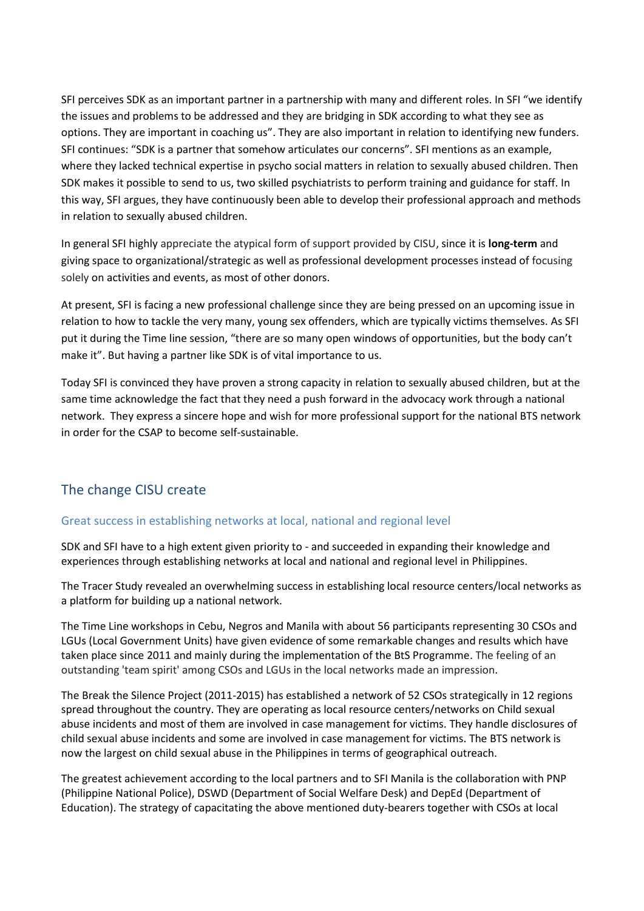SFI perceives SDK as an important partner in a partnership with many and different roles. In SFI "we identify the issues and problems to be addressed and they are bridging in SDK according to what they see as options. They are important in coaching us". They are also important in relation to identifying new funders. SFI continues: "SDK is a partner that somehow articulates our concerns". SFI mentions as an example, where they lacked technical expertise in psycho social matters in relation to sexually abused children. Then SDK makes it possible to send to us, two skilled psychiatrists to perform training and guidance for staff. In this way, SFI argues, they have continuously been able to develop their professional approach and methods in relation to sexually abused children.

In general SFI highly appreciate the atypical form of support provided by CISU, since it is **long-term** and giving space to organizational/strategic as well as professional development processes instead of focusing solely on activities and events, as most of other donors.

At present, SFI is facing a new professional challenge since they are being pressed on an upcoming issue in relation to how to tackle the very many, young sex offenders, which are typically victims themselves. As SFI put it during the Time line session, "there are so many open windows of opportunities, but the body can't make it". But having a partner like SDK is of vital importance to us.

Today SFI is convinced they have proven a strong capacity in relation to sexually abused children, but at the same time acknowledge the fact that they need a push forward in the advocacy work through a national network. They express a sincere hope and wish for more professional support for the national BTS network in order for the CSAP to become self-sustainable.

## The change CISU create

### Great success in establishing networks at local, national and regional level

SDK and SFI have to a high extent given priority to - and succeeded in expanding their knowledge and experiences through establishing networks at local and national and regional level in Philippines.

The Tracer Study revealed an overwhelming success in establishing local resource centers/local networks as a platform for building up a national network.

The Time Line workshops in Cebu, Negros and Manila with about 56 participants representing 30 CSOs and LGUs (Local Government Units) have given evidence of some remarkable changes and results which have taken place since 2011 and mainly during the implementation of the BtS Programme. The feeling of an outstanding 'team spirit' among CSOs and LGUs in the local networks made an impression.

The Break the Silence Project (2011-2015) has established a network of 52 CSOs strategically in 12 regions spread throughout the country. They are operating as local resource centers/networks on Child sexual abuse incidents and most of them are involved in case management for victims. They handle disclosures of child sexual abuse incidents and some are involved in case management for victims. The BTS network is now the largest on child sexual abuse in the Philippines in terms of geographical outreach.

The greatest achievement according to the local partners and to SFI Manila is the collaboration with PNP (Philippine National Police), DSWD (Department of Social Welfare Desk) and DepEd (Department of Education). The strategy of capacitating the above mentioned duty-bearers together with CSOs at local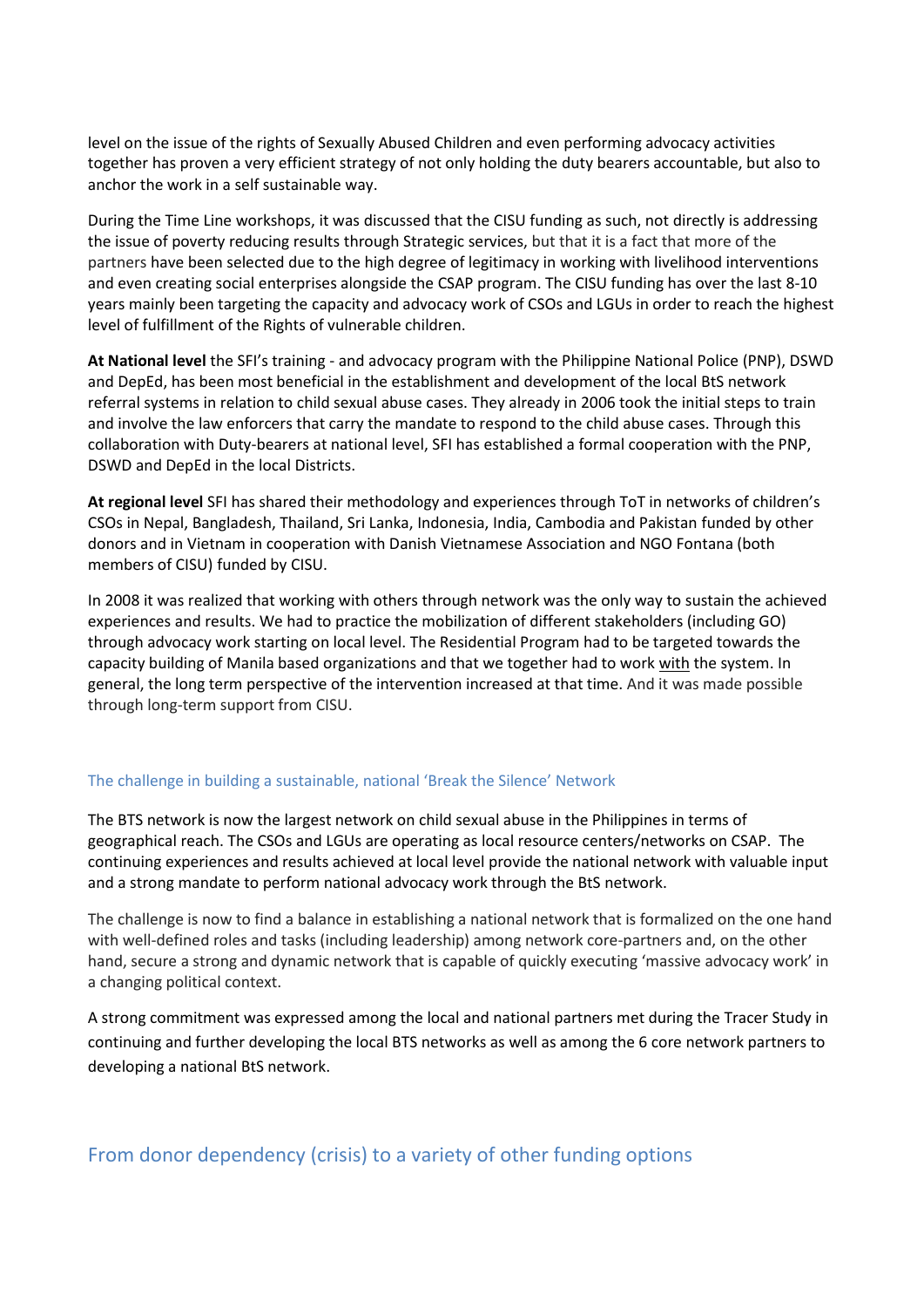level on the issue of the rights of Sexually Abused Children and even performing advocacy activities together has proven a very efficient strategy of not only holding the duty bearers accountable, but also to anchor the work in a self sustainable way.

During the Time Line workshops, it was discussed that the CISU funding as such, not directly is addressing the issue of poverty reducing results through Strategic services, but that it is a fact that more of the partners have been selected due to the high degree of legitimacy in working with livelihood interventions and even creating social enterprises alongside the CSAP program. The CISU funding has over the last 8-10 years mainly been targeting the capacity and advocacy work of CSOs and LGUs in order to reach the highest level of fulfillment of the Rights of vulnerable children.

**At National level** the SFI's training - and advocacy program with the Philippine National Police (PNP), DSWD and DepEd, has been most beneficial in the establishment and development of the local BtS network referral systems in relation to child sexual abuse cases. They already in 2006 took the initial steps to train and involve the law enforcers that carry the mandate to respond to the child abuse cases. Through this collaboration with Duty-bearers at national level, SFI has established a formal cooperation with the PNP, DSWD and DepEd in the local Districts.

**At regional level** SFI has shared their methodology and experiences through ToT in networks of children's CSOs in Nepal, Bangladesh, Thailand, Sri Lanka, Indonesia, India, Cambodia and Pakistan funded by other donors and in Vietnam in cooperation with Danish Vietnamese Association and NGO Fontana (both members of CISU) funded by CISU.

In 2008 it was realized that working with others through network was the only way to sustain the achieved experiences and results. We had to practice the mobilization of different stakeholders (including GO) through advocacy work starting on local level. The Residential Program had to be targeted towards the capacity building of Manila based organizations and that we together had to work with the system. In general, the long term perspective of the intervention increased at that time. And it was made possible through long-term support from CISU.

### The challenge in building a sustainable, national 'Break the Silence' Network

The BTS network is now the largest network on child sexual abuse in the Philippines in terms of geographical reach. The CSOs and LGUs are operating as local resource centers/networks on CSAP. The continuing experiences and results achieved at local level provide the national network with valuable input and a strong mandate to perform national advocacy work through the BtS network.

The challenge is now to find a balance in establishing a national network that is formalized on the one hand with well-defined roles and tasks (including leadership) among network core-partners and, on the other hand, secure a strong and dynamic network that is capable of quickly executing 'massive advocacy work' in a changing political context.

A strong commitment was expressed among the local and national partners met during the Tracer Study in continuing and further developing the local BTS networks as well as among the 6 core network partners to developing a national BtS network.

## From donor dependency (crisis) to a variety of other funding options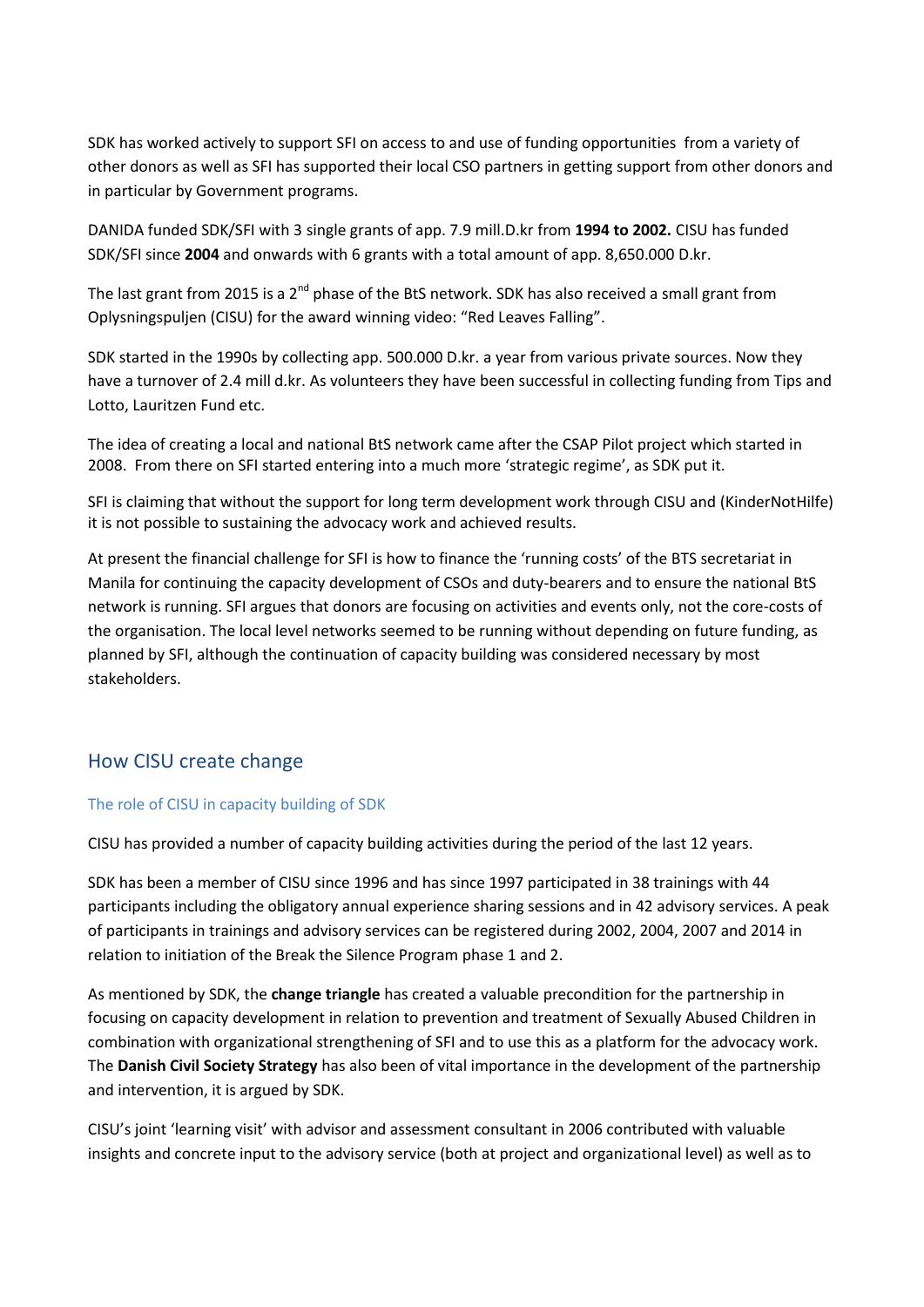SDK has worked actively to support SFI on access to and use of funding opportunities from a variety of other donors as well as SFI has supported their local CSO partners in getting support from other donors and in particular by Government programs.

DANIDA funded SDK/SFI with 3 single grants of app. 7.9 mill.D.kr from **1994 to 2002.** CISU has funded SDK/SFI since **2004** and onwards with 6 grants with a total amount of app. 8,650.000 D.kr.

The last grant from 2015 is a 2nd phase of the BtS network. SDK has also received a small grant from Oplysningspuljen (CISU) for the award winning video: "Red Leaves Falling".

SDK started in the 1990s by collecting app. 500.000 D.kr. a year from various private sources. Now they have a turnover of 2.4 mill d.kr. As volunteers they have been successful in collecting funding from Tips and Lotto, Lauritzen Fund etc.

The idea of creating a local and national BtS network came after the CSAP Pilot project which started in 2008. From there on SFI started entering into a much more 'strategic regime', as SDK put it.

SFI is claiming that without the support for long term development work through CISU and (KinderNotHilfe) it is not possible to sustaining the advocacy work and achieved results.

At present the financial challenge for SFI is how to finance the 'running costs' of the BTS secretariat in Manila for continuing the capacity development of CSOs and duty-bearers and to ensure the national BtS network is running. SFI argues that donors are focusing on activities and events only, not the core-costs of the organisation. The local level networks seemed to be running without depending on future funding, as planned by SFI, although the continuation of capacity building was considered necessary by most stakeholders.

## How CISU create change

### The role of CISU in capacity building of SDK

CISU has provided a number of capacity building activities during the period of the last 12 years.

SDK has been a member of CISU since 1996 and has since 1997 participated in 38 trainings with 44 participants including the obligatory annual experience sharing sessions and in 42 advisory services. A peak of participants in trainings and advisory services can be registered during 2002, 2004, 2007 and 2014 in relation to initiation of the Break the Silence Program phase 1 and 2.

As mentioned by SDK, the **change triangle** has created a valuable precondition for the partnership in focusing on capacity development in relation to prevention and treatment of Sexually Abused Children in combination with organizational strengthening of SFI and to use this as a platform for the advocacy work. The **Danish Civil Society Strategy** has also been of vital importance in the development of the partnership and intervention, it is argued by SDK.

CISU's joint 'learning visit' with advisor and assessment consultant in 2006 contributed with valuable insights and concrete input to the advisory service (both at project and organizational level) as well as to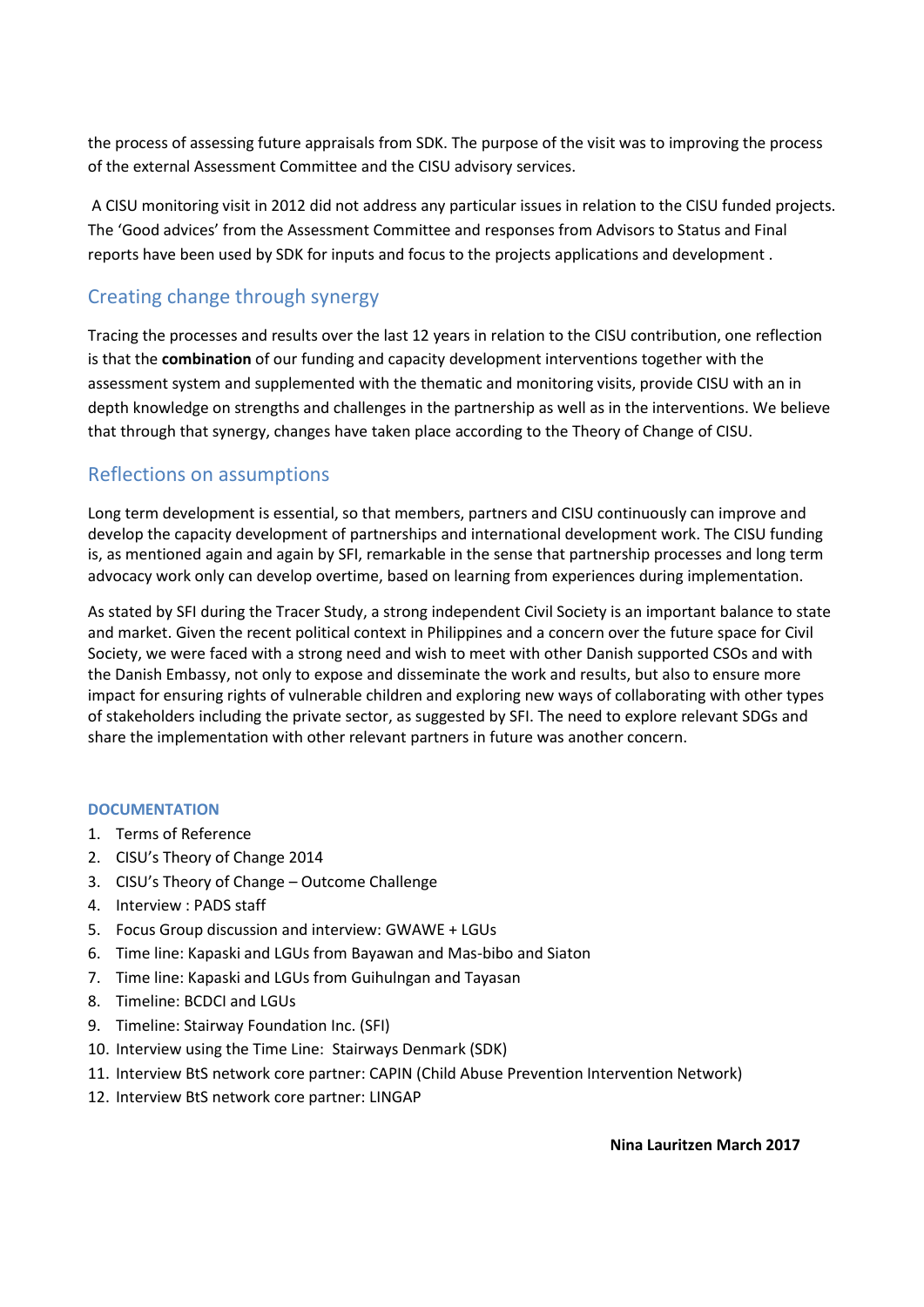the process of assessing future appraisals from SDK. The purpose of the visit was to improving the process of the external Assessment Committee and the CISU advisory services.

A CISU monitoring visit in 2012 did not address any particular issues in relation to the CISU funded projects. The 'Good advices' from the Assessment Committee and responses from Advisors to Status and Final reports have been used by SDK for inputs and focus to the projects applications and development .

## Creating change through synergy

Tracing the processes and results over the last 12 years in relation to the CISU contribution, one reflection is that the **combination** of our funding and capacity development interventions together with the assessment system and supplemented with the thematic and monitoring visits, provide CISU with an in depth knowledge on strengths and challenges in the partnership as well as in the interventions. We believe that through that synergy, changes have taken place according to the Theory of Change of CISU.

## Reflections on assumptions

Long term development is essential, so that members, partners and CISU continuously can improve and develop the capacity development of partnerships and international development work. The CISU funding is, as mentioned again and again by SFI, remarkable in the sense that partnership processes and long term advocacy work only can develop overtime, based on learning from experiences during implementation.

As stated by SFI during the Tracer Study, a strong independent Civil Society is an important balance to state and market. Given the recent political context in Philippines and a concern over the future space for Civil Society, we were faced with a strong need and wish to meet with other Danish supported CSOs and with the Danish Embassy, not only to expose and disseminate the work and results, but also to ensure more impact for ensuring rights of vulnerable children and exploring new ways of collaborating with other types of stakeholders including the private sector, as suggested by SFI. The need to explore relevant SDGs and share the implementation with other relevant partners in future was another concern.

### DOCUMENTATION

1. Terms of Reference
2. CISU's Theory of Change 2014
3. CISU's Theory of Change – Outcome Challenge
4. Interview : PADS staff
5. Focus Group discussion and interview: GWAWE + LGUs
6. Time line: Kapaski and LGUs from Bayawan and Mas-bibo and Siaton
7. Time line: Kapaski and LGUs from Guihulngan and Tayasan
8. Timeline: BCDCI and LGUs
9. Timeline: Stairway Foundation Inc. (SFI)
10. Interview using the Time Line: Stairways Denmark (SDK)
11. Interview BtS network core partner: CAPIN (Child Abuse Prevention Intervention Network)
12. Interview BtS network core partner: LINGAP

**Nina Lauritzen March 2017**